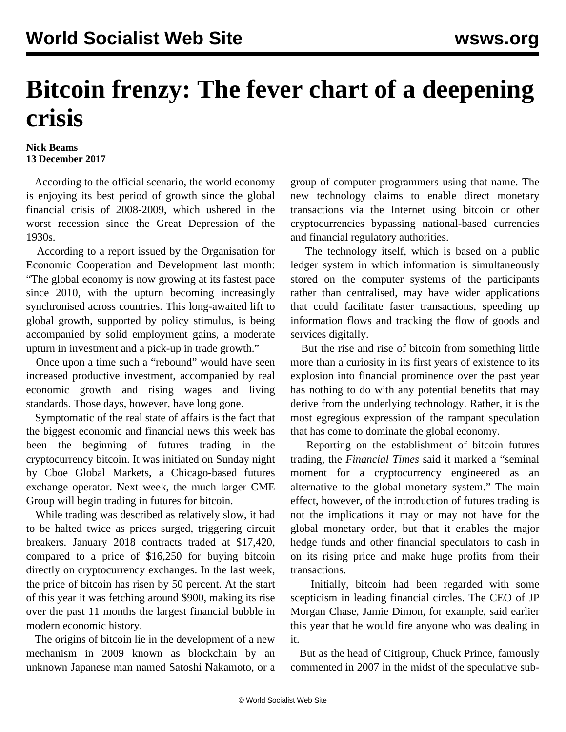# Bitcoin frenzy: The fever chart of a deepening crisis

**Nick Beams**
**13 December 2017**

According to the official scenario, the world economy is enjoying its best period of growth since the global financial crisis of 2008-2009, which ushered in the worst recession since the Great Depression of the 1930s.

According to a report issued by the Organisation for Economic Cooperation and Development last month: "The global economy is now growing at its fastest pace since 2010, with the upturn becoming increasingly synchronised across countries. This long-awaited lift to global growth, supported by policy stimulus, is being accompanied by solid employment gains, a moderate upturn in investment and a pick-up in trade growth."

Once upon a time such a "rebound" would have seen increased productive investment, accompanied by real economic growth and rising wages and living standards. Those days, however, have long gone.

Symptomatic of the real state of affairs is the fact that the biggest economic and financial news this week has been the beginning of futures trading in the cryptocurrency bitcoin. It was initiated on Sunday night by Cboe Global Markets, a Chicago-based futures exchange operator. Next week, the much larger CME Group will begin trading in futures for bitcoin.

While trading was described as relatively slow, it had to be halted twice as prices surged, triggering circuit breakers. January 2018 contracts traded at $17,420, compared to a price of $16,250 for buying bitcoin directly on cryptocurrency exchanges. In the last week, the price of bitcoin has risen by 50 percent. At the start of this year it was fetching around $900, making its rise over the past 11 months the largest financial bubble in modern economic history.

The origins of bitcoin lie in the development of a new mechanism in 2009 known as blockchain by an unknown Japanese man named Satoshi Nakamoto, or a group of computer programmers using that name. The new technology claims to enable direct monetary transactions via the Internet using bitcoin or other cryptocurrencies bypassing national-based currencies and financial regulatory authorities.

The technology itself, which is based on a public ledger system in which information is simultaneously stored on the computer systems of the participants rather than centralised, may have wider applications that could facilitate faster transactions, speeding up information flows and tracking the flow of goods and services digitally.

But the rise and rise of bitcoin from something little more than a curiosity in its first years of existence to its explosion into financial prominence over the past year has nothing to do with any potential benefits that may derive from the underlying technology. Rather, it is the most egregious expression of the rampant speculation that has come to dominate the global economy.

Reporting on the establishment of bitcoin futures trading, the *Financial Times* said it marked a "seminal moment for a cryptocurrency engineered as an alternative to the global monetary system." The main effect, however, of the introduction of futures trading is not the implications it may or may not have for the global monetary order, but that it enables the major hedge funds and other financial speculators to cash in on its rising price and make huge profits from their transactions.

Initially, bitcoin had been regarded with some scepticism in leading financial circles. The CEO of JP Morgan Chase, Jamie Dimon, for example, said earlier this year that he would fire anyone who was dealing in it.

But as the head of Citigroup, Chuck Prince, famously commented in 2007 in the midst of the speculative sub-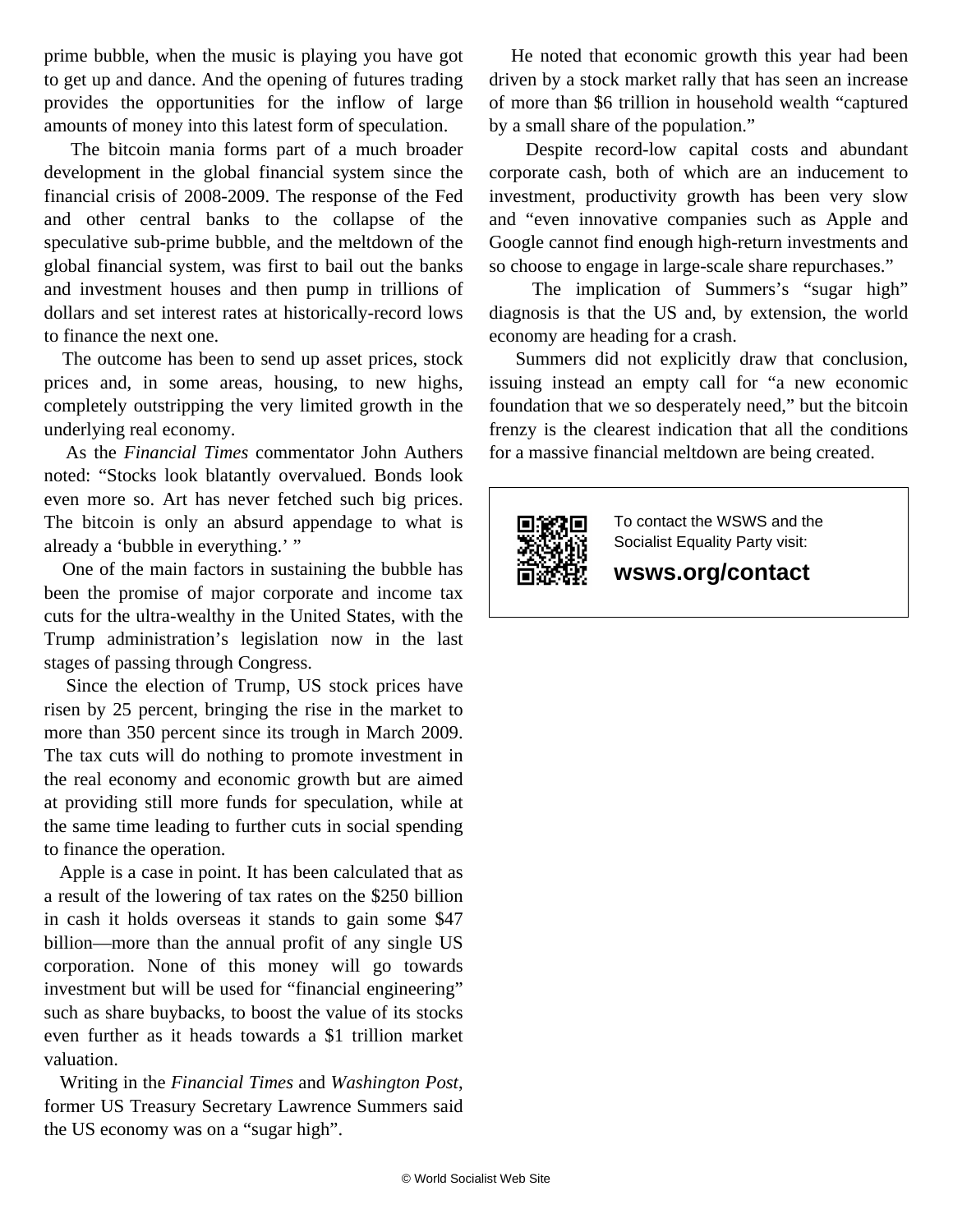prime bubble, when the music is playing you have got to get up and dance. And the opening of futures trading provides the opportunities for the inflow of large amounts of money into this latest form of speculation.

The bitcoin mania forms part of a much broader development in the global financial system since the financial crisis of 2008-2009. The response of the Fed and other central banks to the collapse of the speculative sub-prime bubble, and the meltdown of the global financial system, was first to bail out the banks and investment houses and then pump in trillions of dollars and set interest rates at historically-record lows to finance the next one.

The outcome has been to send up asset prices, stock prices and, in some areas, housing, to new highs, completely outstripping the very limited growth in the underlying real economy.

As the *Financial Times* commentator John Authers noted: "Stocks look blatantly overvalued. Bonds look even more so. Art has never fetched such big prices. The bitcoin is only an absurd appendage to what is already a 'bubble in everything.' "

One of the main factors in sustaining the bubble has been the promise of major corporate and income tax cuts for the ultra-wealthy in the United States, with the Trump administration's legislation now in the last stages of passing through Congress.

Since the election of Trump, US stock prices have risen by 25 percent, bringing the rise in the market to more than 350 percent since its trough in March 2009. The tax cuts will do nothing to promote investment in the real economy and economic growth but are aimed at providing still more funds for speculation, while at the same time leading to further cuts in social spending to finance the operation.

Apple is a case in point. It has been calculated that as a result of the lowering of tax rates on the $250 billion in cash it holds overseas it stands to gain some $47 billion—more than the annual profit of any single US corporation. None of this money will go towards investment but will be used for "financial engineering" such as share buybacks, to boost the value of its stocks even further as it heads towards a $1 trillion market valuation.

Writing in the *Financial Times* and *Washington Post*, former US Treasury Secretary Lawrence Summers said the US economy was on a "sugar high".

He noted that economic growth this year had been driven by a stock market rally that has seen an increase of more than $6 trillion in household wealth "captured by a small share of the population."

Despite record-low capital costs and abundant corporate cash, both of which are an inducement to investment, productivity growth has been very slow and "even innovative companies such as Apple and Google cannot find enough high-return investments and so choose to engage in large-scale share repurchases."

The implication of Summers's "sugar high" diagnosis is that the US and, by extension, the world economy are heading for a crash.

Summers did not explicitly draw that conclusion, issuing instead an empty call for "a new economic foundation that we so desperately need," but the bitcoin frenzy is the clearest indication that all the conditions for a massive financial meltdown are being created.

To contact the WSWS and the Socialist Equality Party visit:

**wsws.org/contact**